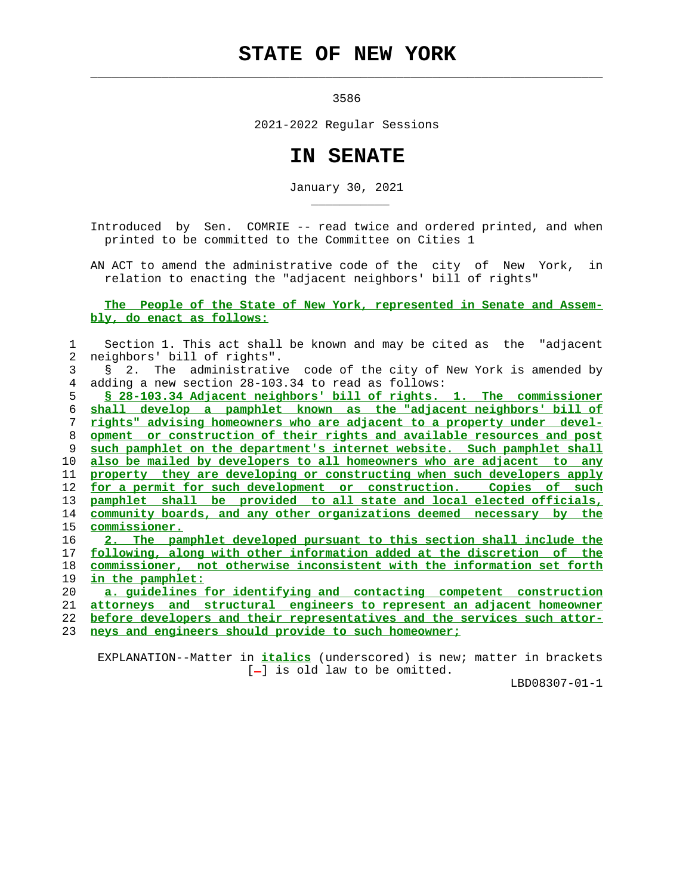# STATE OF NEW YORK

3586

2021-2022 Regular Sessions

# IN SENATE

January 30, 2021

Introduced by Sen. COMRIE -- read twice and ordered printed, and when printed to be committed to the Committee on Cities 1

AN ACT to amend the administrative code of the city of New York, in relation to enacting the "adjacent neighbors' bill of rights"

The People of the State of New York, represented in Senate and Assembly, do enact as follows:

Section 1. This act shall be known and may be cited as the "adjacent neighbors' bill of rights".

§ 2. The administrative code of the city of New York is amended by adding a new section 28-103.34 to read as follows:

§ 28-103.34 Adjacent neighbors' bill of rights. 1. The commissioner shall develop a pamphlet known as the "adjacent neighbors' bill of rights" advising homeowners who are adjacent to a property under development or construction of their rights and available resources and post such pamphlet on the department's internet website. Such pamphlet shall also be mailed by developers to all homeowners who are adjacent to any property they are developing or constructing when such developers apply for a permit for such development or construction. Copies of such pamphlet shall be provided to all state and local elected officials, community boards, and any other organizations deemed necessary by the commissioner.

2. The pamphlet developed pursuant to this section shall include the following, along with other information added at the discretion of the commissioner, not otherwise inconsistent with the information set forth in the pamphlet:

a. guidelines for identifying and contacting competent construction attorneys and structural engineers to represent an adjacent homeowner before developers and their representatives and the services such attorneys and engineers should provide to such homeowner;

EXPLANATION--Matter in *italics* (underscored) is new; matter in brackets [-] is old law to be omitted.

LBD08307-01-1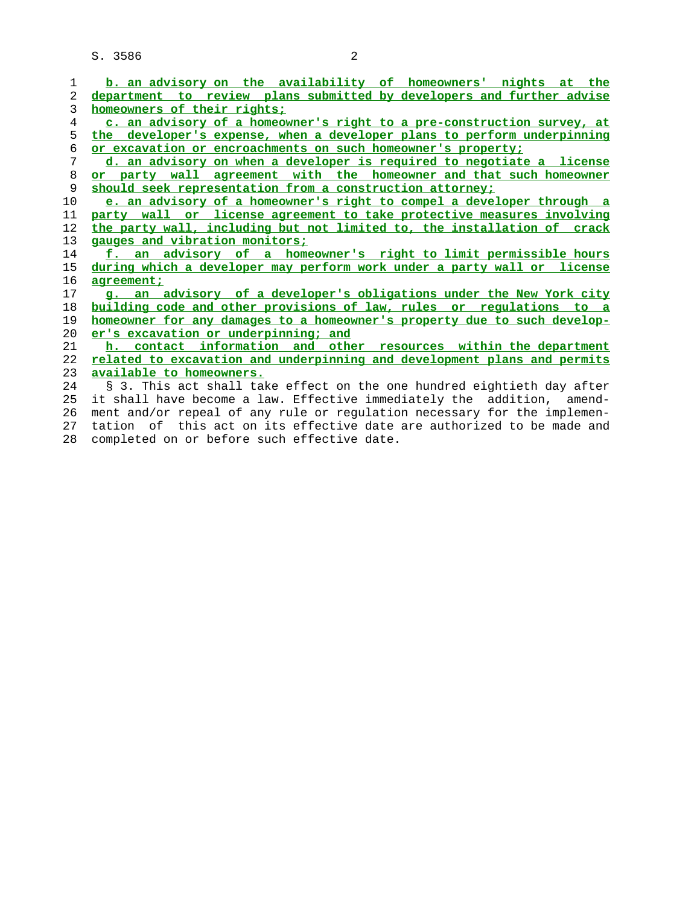b. an advisory on the availability of homeowners' nights at the department to review plans submitted by developers and further advise homeowners of their rights;

c. an advisory of a homeowner's right to a pre-construction survey, at the developer's expense, when a developer plans to perform underpinning or excavation or encroachments on such homeowner's property;

d. an advisory on when a developer is required to negotiate a license or party wall agreement with the homeowner and that such homeowner should seek representation from a construction attorney;

e. an advisory of a homeowner's right to compel a developer through a party wall or license agreement to take protective measures involving the party wall, including but not limited to, the installation of crack gauges and vibration monitors;

f. an advisory of a homeowner's right to limit permissible hours during which a developer may perform work under a party wall or license agreement;

g. an advisory of a developer's obligations under the New York city building code and other provisions of law, rules or regulations to a homeowner for any damages to a homeowner's property due to such developer's excavation or underpinning; and

h. contact information and other resources within the department related to excavation and underpinning and development plans and permits available to homeowners.

§ 3. This act shall take effect on the one hundred eightieth day after it shall have become a law. Effective immediately the addition, amendment and/or repeal of any rule or regulation necessary for the implementation of this act on its effective date are authorized to be made and completed on or before such effective date.